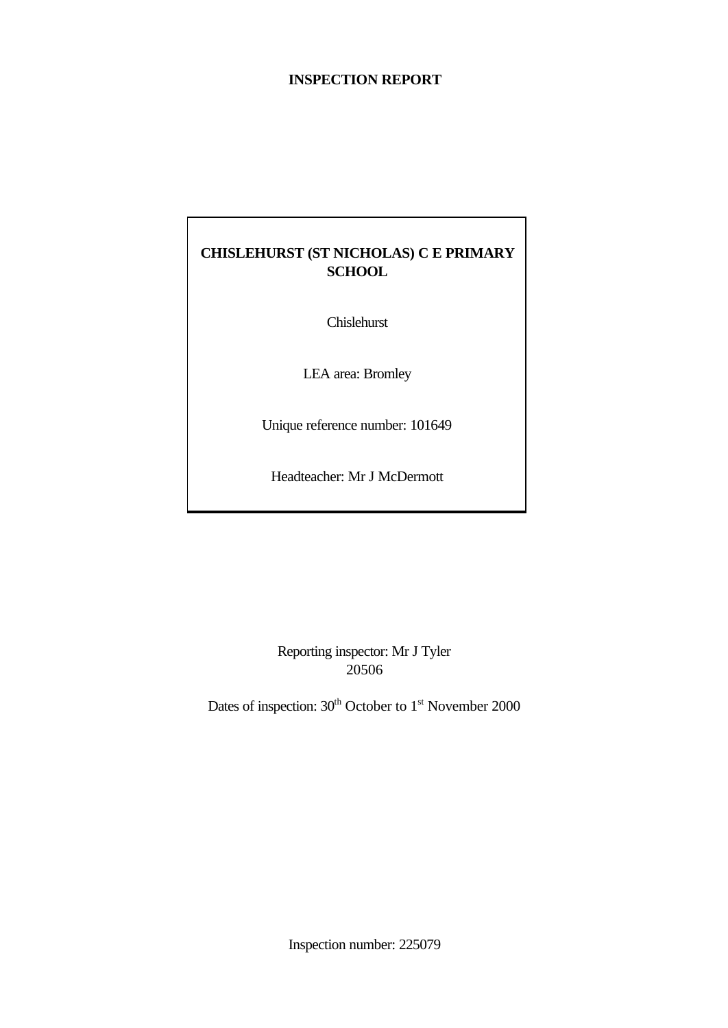# INSPECTION REPORT

**CHISLEHURST (ST NICHOLAS) C E PRIMARY SCHOOL**

Chislehurst

LEA area: Bromley

Unique reference number: 101649

Headteacher: Mr J McDermott

Reporting inspector: Mr J Tyler
20506

Dates of inspection: 30th October to 1st November 2000

Inspection number: 225079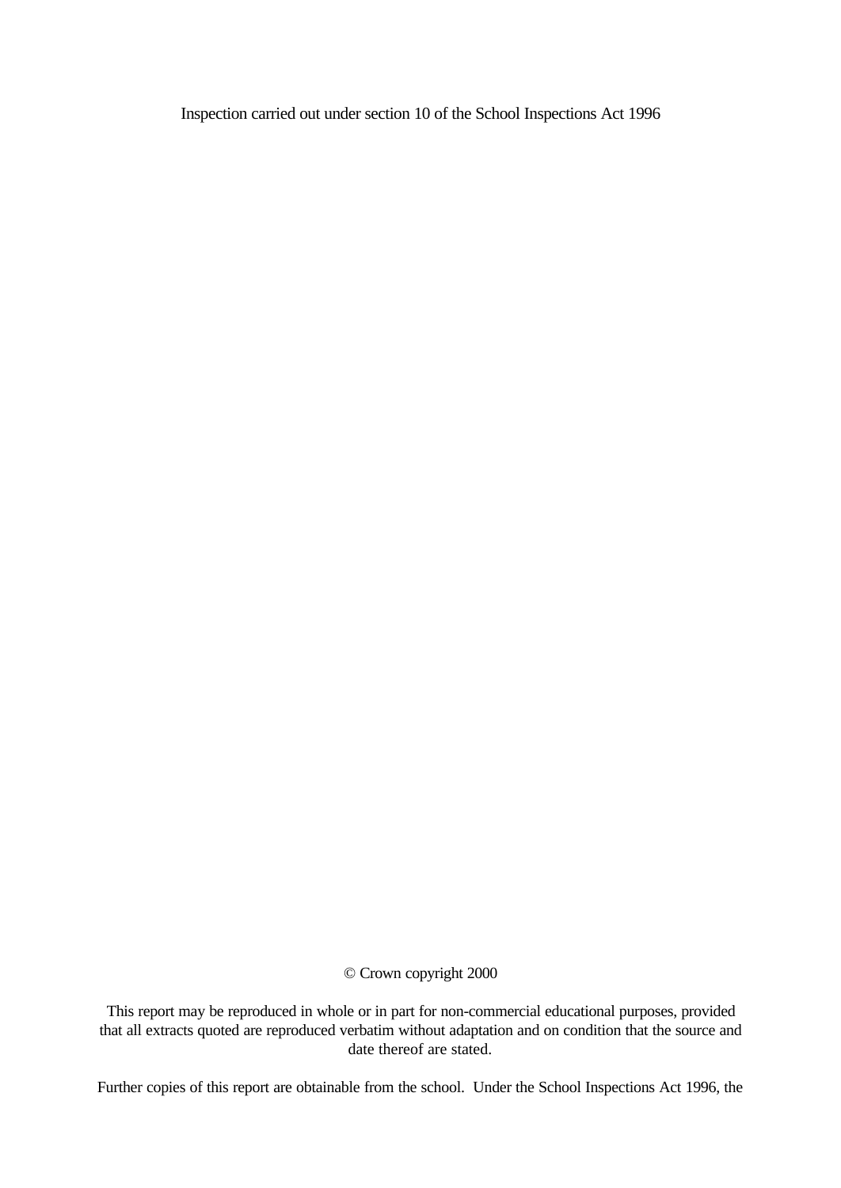Inspection carried out under section 10 of the School Inspections Act 1996

© Crown copyright 2000

This report may be reproduced in whole or in part for non-commercial educational purposes, provided that all extracts quoted are reproduced verbatim without adaptation and on condition that the source and date thereof are stated.

Further copies of this report are obtainable from the school. Under the School Inspections Act 1996, the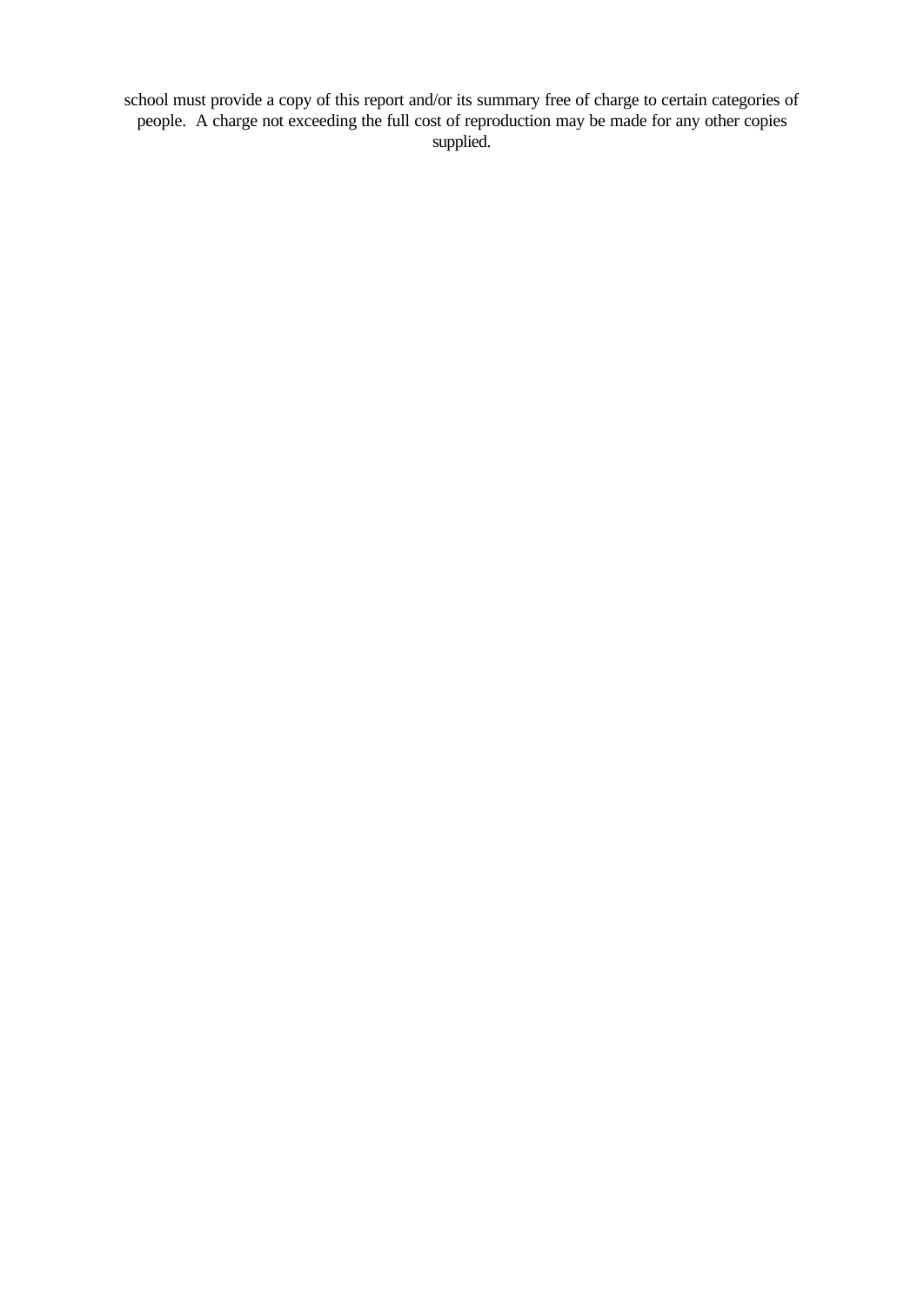school must provide a copy of this report and/or its summary free of charge to certain categories of people. A charge not exceeding the full cost of reproduction may be made for any other copies supplied.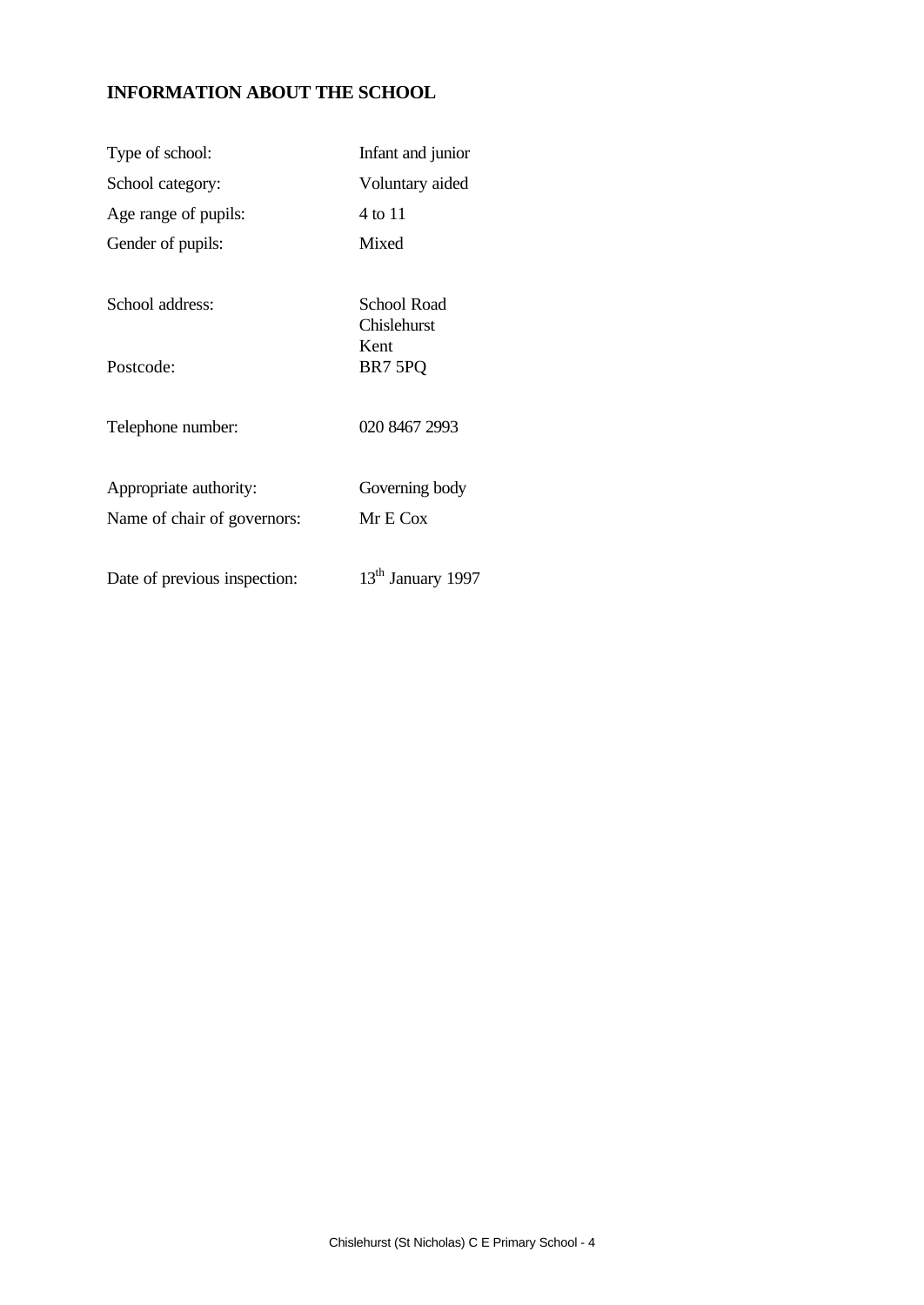## INFORMATION ABOUT THE SCHOOL

| | |
|---|---|
| Type of school: | Infant and junior |
| School category: | Voluntary aided |
| Age range of pupils: | 4 to 11 |
| Gender of pupils: | Mixed |
| School address: | School Road<br>Chislehurst<br>Kent |
| Postcode: | BR7 5PQ |
| Telephone number: | 020 8467 2993 |
| Appropriate authority: | Governing body |
| Name of chair of governors: | Mr E Cox |
| Date of previous inspection: | 13th January 1997 |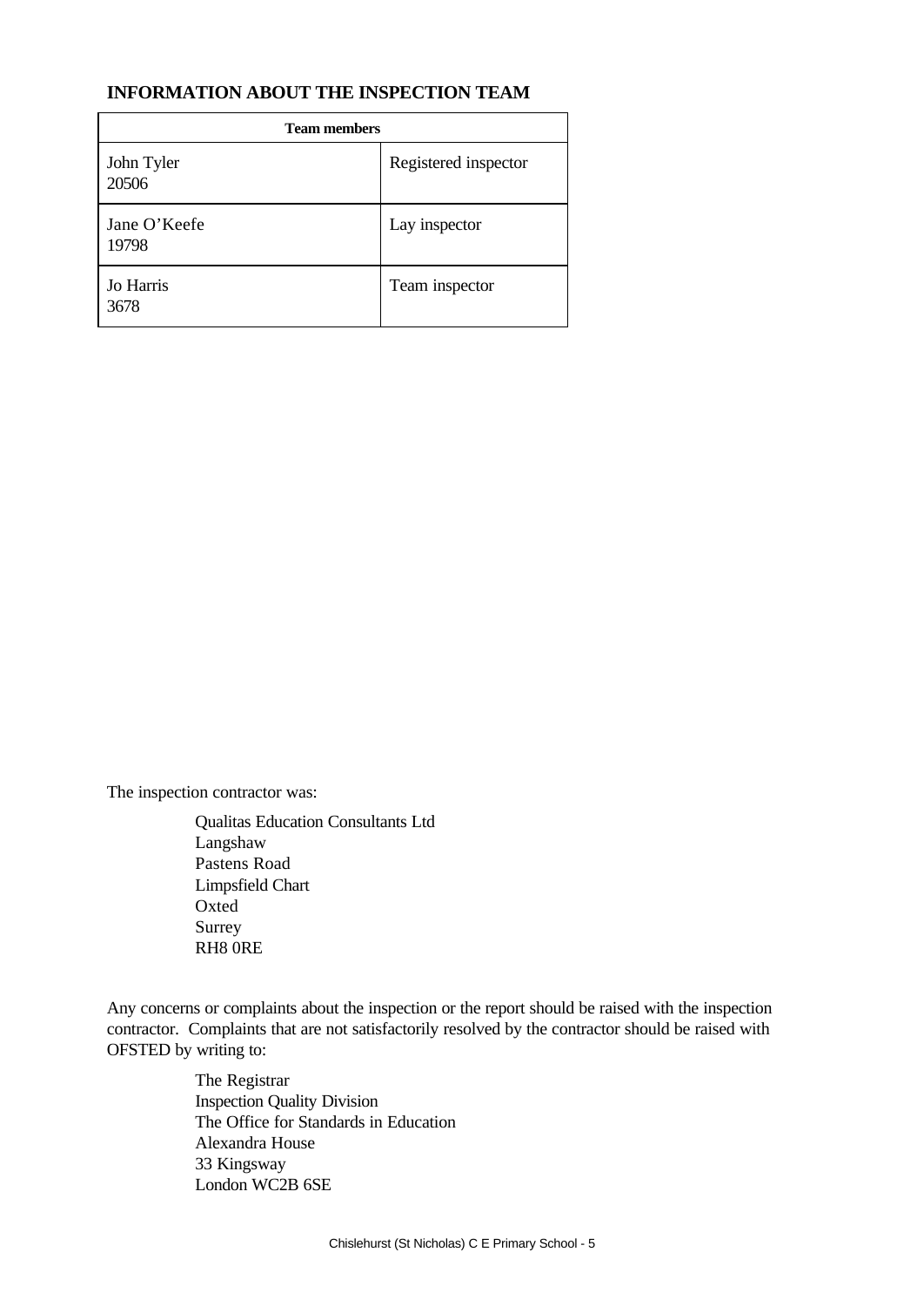## INFORMATION ABOUT THE INSPECTION TEAM

| Team members | |
|---|---|
| John Tyler<br>20506 | Registered inspector |
| Jane O'Keefe<br>19798 | Lay inspector |
| Jo Harris<br>3678 | Team inspector |

The inspection contractor was:

Qualitas Education Consultants Ltd
Langshaw
Pastens Road
Limpsfield Chart
Oxted
Surrey
RH8 0RE

Any concerns or complaints about the inspection or the report should be raised with the inspection contractor. Complaints that are not satisfactorily resolved by the contractor should be raised with OFSTED by writing to:

The Registrar
Inspection Quality Division
The Office for Standards in Education
Alexandra House
33 Kingsway
London WC2B 6SE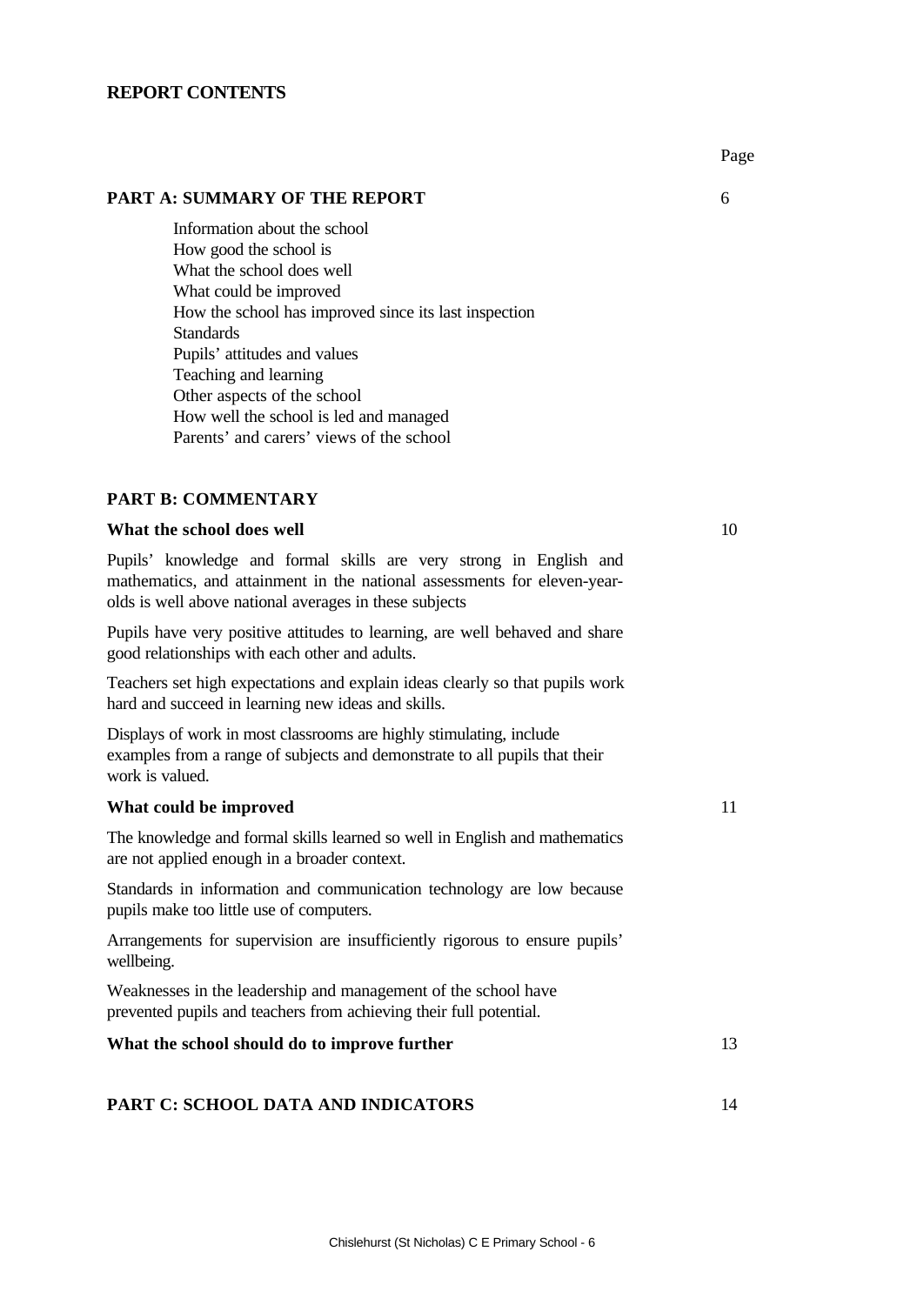## REPORT CONTENTS

| | Page |
|---|---|
| **PART A: SUMMARY OF THE REPORT** | 6 |
| Information about the school<br>How good the school is<br>What the school does well<br>What could be improved<br>How the school has improved since its last inspection<br>Standards<br>Pupils' attitudes and values<br>Teaching and learning<br>Other aspects of the school<br>How well the school is led and managed<br>Parents' and carers' views of the school | |
| **PART B: COMMENTARY** | |
| **What the school does well** | 10 |
| Pupils' knowledge and formal skills are very strong in English and mathematics, and attainment in the national assessments for eleven-year-olds is well above national averages in these subjects | |
| Pupils have very positive attitudes to learning, are well behaved and share good relationships with each other and adults. | |
| Teachers set high expectations and explain ideas clearly so that pupils work hard and succeed in learning new ideas and skills. | |
| Displays of work in most classrooms are highly stimulating, include examples from a range of subjects and demonstrate to all pupils that their work is valued. | |
| **What could be improved** | 11 |
| The knowledge and formal skills learned so well in English and mathematics are not applied enough in a broader context. | |
| Standards in information and communication technology are low because pupils make too little use of computers. | |
| Arrangements for supervision are insufficiently rigorous to ensure pupils' wellbeing. | |
| Weaknesses in the leadership and management of the school have prevented pupils and teachers from achieving their full potential. | |
| **What the school should do to improve further** | 13 |
| **PART C: SCHOOL DATA AND INDICATORS** | 14 |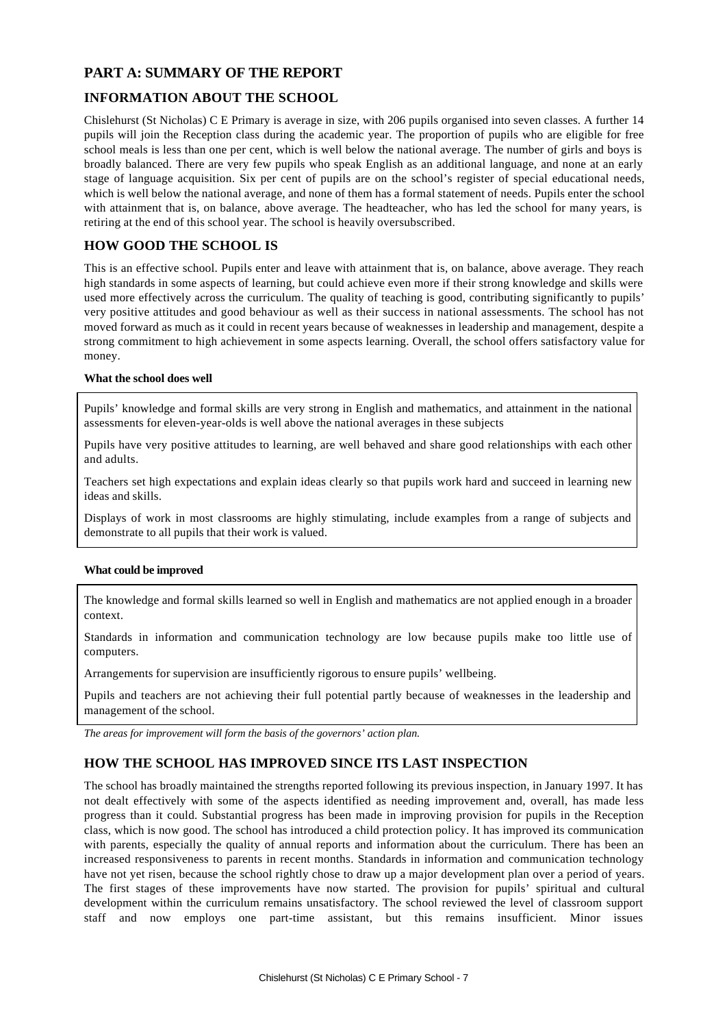# PART A: SUMMARY OF THE REPORT

## INFORMATION ABOUT THE SCHOOL

Chislehurst (St Nicholas) C E Primary is average in size, with 206 pupils organised into seven classes. A further 14 pupils will join the Reception class during the academic year. The proportion of pupils who are eligible for free school meals is less than one per cent, which is well below the national average. The number of girls and boys is broadly balanced. There are very few pupils who speak English as an additional language, and none at an early stage of language acquisition. Six per cent of pupils are on the school's register of special educational needs, which is well below the national average, and none of them has a formal statement of needs. Pupils enter the school with attainment that is, on balance, above average. The headteacher, who has led the school for many years, is retiring at the end of this school year. The school is heavily oversubscribed.

## HOW GOOD THE SCHOOL IS

This is an effective school. Pupils enter and leave with attainment that is, on balance, above average. They reach high standards in some aspects of learning, but could achieve even more if their strong knowledge and skills were used more effectively across the curriculum. The quality of teaching is good, contributing significantly to pupils' very positive attitudes and good behaviour as well as their success in national assessments. The school has not moved forward as much as it could in recent years because of weaknesses in leadership and management, despite a strong commitment to high achievement in some aspects learning. Overall, the school offers satisfactory value for money.

**What the school does well**

Pupils' knowledge and formal skills are very strong in English and mathematics, and attainment in the national assessments for eleven-year-olds is well above the national averages in these subjects

Pupils have very positive attitudes to learning, are well behaved and share good relationships with each other and adults.

Teachers set high expectations and explain ideas clearly so that pupils work hard and succeed in learning new ideas and skills.

Displays of work in most classrooms are highly stimulating, include examples from a range of subjects and demonstrate to all pupils that their work is valued.

**What could be improved**

The knowledge and formal skills learned so well in English and mathematics are not applied enough in a broader context.

Standards in information and communication technology are low because pupils make too little use of computers.

Arrangements for supervision are insufficiently rigorous to ensure pupils' wellbeing.

Pupils and teachers are not achieving their full potential partly because of weaknesses in the leadership and management of the school.

*The areas for improvement will form the basis of the governors' action plan.*

## HOW THE SCHOOL HAS IMPROVED SINCE ITS LAST INSPECTION

The school has broadly maintained the strengths reported following its previous inspection, in January 1997. It has not dealt effectively with some of the aspects identified as needing improvement and, overall, has made less progress than it could. Substantial progress has been made in improving provision for pupils in the Reception class, which is now good. The school has introduced a child protection policy. It has improved its communication with parents, especially the quality of annual reports and information about the curriculum. There has been an increased responsiveness to parents in recent months. Standards in information and communication technology have not yet risen, because the school rightly chose to draw up a major development plan over a period of years. The first stages of these improvements have now started. The provision for pupils' spiritual and cultural development within the curriculum remains unsatisfactory. The school reviewed the level of classroom support staff and now employs one part-time assistant, but this remains insufficient. Minor issues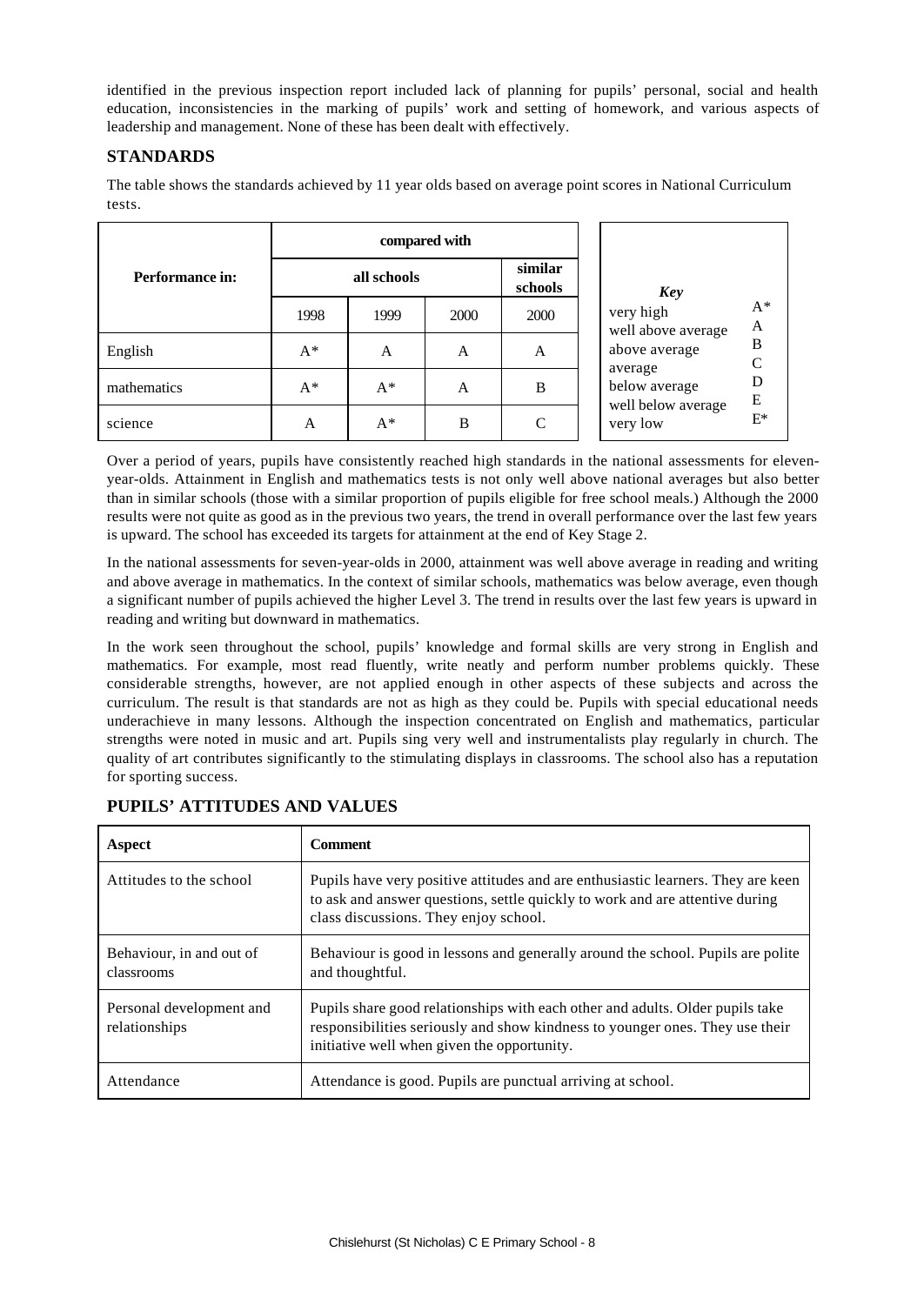identified in the previous inspection report included lack of planning for pupils' personal, social and health education, inconsistencies in the marking of pupils' work and setting of homework, and various aspects of leadership and management. None of these has been dealt with effectively.

## STANDARDS

The table shows the standards achieved by 11 year olds based on average point scores in National Curriculum tests.

| Performance in: | compared with | | | |
|---|---|---|---|---|
| | all schools | | | similar schools |
| | 1998 | 1999 | 2000 | 2000 |
| English | A* | A | A | A |
| mathematics | A* | A* | A | B |
| science | A | A* | B | C |

| *Key* | |
|---|---|
| very high | A* |
| well above average | A |
| above average | B |
| average | C |
| below average | D |
| well below average | E |
| very low | E* |

Over a period of years, pupils have consistently reached high standards in the national assessments for eleven-year-olds. Attainment in English and mathematics tests is not only well above national averages but also better than in similar schools (those with a similar proportion of pupils eligible for free school meals.) Although the 2000 results were not quite as good as in the previous two years, the trend in overall performance over the last few years is upward. The school has exceeded its targets for attainment at the end of Key Stage 2.

In the national assessments for seven-year-olds in 2000, attainment was well above average in reading and writing and above average in mathematics. In the context of similar schools, mathematics was below average, even though a significant number of pupils achieved the higher Level 3. The trend in results over the last few years is upward in reading and writing but downward in mathematics.

In the work seen throughout the school, pupils' knowledge and formal skills are very strong in English and mathematics. For example, most read fluently, write neatly and perform number problems quickly. These considerable strengths, however, are not applied enough in other aspects of these subjects and across the curriculum. The result is that standards are not as high as they could be. Pupils with special educational needs underachieve in many lessons. Although the inspection concentrated on English and mathematics, particular strengths were noted in music and art. Pupils sing very well and instrumentalists play regularly in church. The quality of art contributes significantly to the stimulating displays in classrooms. The school also has a reputation for sporting success.

## PUPILS' ATTITUDES AND VALUES

| Aspect | Comment |
|---|---|
| Attitudes to the school | Pupils have very positive attitudes and are enthusiastic learners. They are keen to ask and answer questions, settle quickly to work and are attentive during class discussions. They enjoy school. |
| Behaviour, in and out of classrooms | Behaviour is good in lessons and generally around the school. Pupils are polite and thoughtful. |
| Personal development and relationships | Pupils share good relationships with each other and adults. Older pupils take responsibilities seriously and show kindness to younger ones. They use their initiative well when given the opportunity. |
| Attendance | Attendance is good. Pupils are punctual arriving at school. |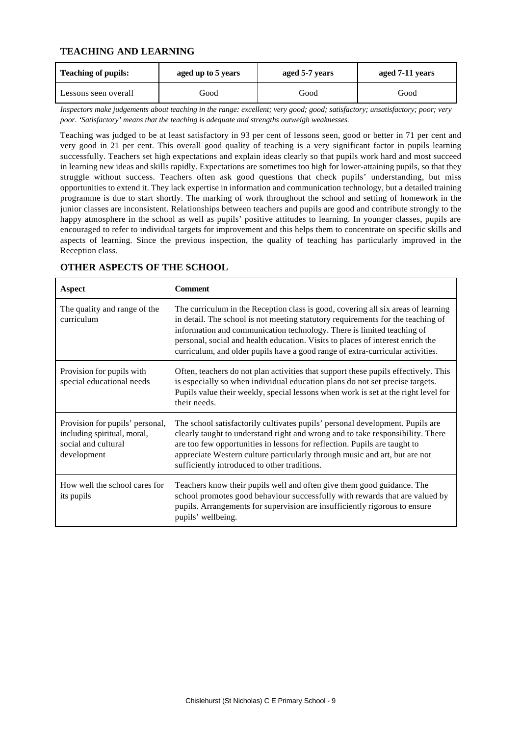## TEACHING AND LEARNING

| Teaching of pupils: | aged up to 5 years | aged 5-7 years | aged 7-11 years |
|---|---|---|---|
| Lessons seen overall | Good | Good | Good |

*Inspectors make judgements about teaching in the range: excellent; very good; good; satisfactory; unsatisfactory; poor; very poor. 'Satisfactory' means that the teaching is adequate and strengths outweigh weaknesses.*

Teaching was judged to be at least satisfactory in 93 per cent of lessons seen, good or better in 71 per cent and very good in 21 per cent. This overall good quality of teaching is a very significant factor in pupils learning successfully. Teachers set high expectations and explain ideas clearly so that pupils work hard and most succeed in learning new ideas and skills rapidly. Expectations are sometimes too high for lower-attaining pupils, so that they struggle without success. Teachers often ask good questions that check pupils' understanding, but miss opportunities to extend it. They lack expertise in information and communication technology, but a detailed training programme is due to start shortly. The marking of work throughout the school and setting of homework in the junior classes are inconsistent. Relationships between teachers and pupils are good and contribute strongly to the happy atmosphere in the school as well as pupils' positive attitudes to learning. In younger classes, pupils are encouraged to refer to individual targets for improvement and this helps them to concentrate on specific skills and aspects of learning. Since the previous inspection, the quality of teaching has particularly improved in the Reception class.

## OTHER ASPECTS OF THE SCHOOL

| Aspect | Comment |
|---|---|
| The quality and range of the curriculum | The curriculum in the Reception class is good, covering all six areas of learning in detail. The school is not meeting statutory requirements for the teaching of information and communication technology. There is limited teaching of personal, social and health education. Visits to places of interest enrich the curriculum, and older pupils have a good range of extra-curricular activities. |
| Provision for pupils with special educational needs | Often, teachers do not plan activities that support these pupils effectively. This is especially so when individual education plans do not set precise targets. Pupils value their weekly, special lessons when work is set at the right level for their needs. |
| Provision for pupils' personal, including spiritual, moral, social and cultural development | The school satisfactorily cultivates pupils' personal development. Pupils are clearly taught to understand right and wrong and to take responsibility. There are too few opportunities in lessons for reflection. Pupils are taught to appreciate Western culture particularly through music and art, but are not sufficiently introduced to other traditions. |
| How well the school cares for its pupils | Teachers know their pupils well and often give them good guidance. The school promotes good behaviour successfully with rewards that are valued by pupils. Arrangements for supervision are insufficiently rigorous to ensure pupils' wellbeing. |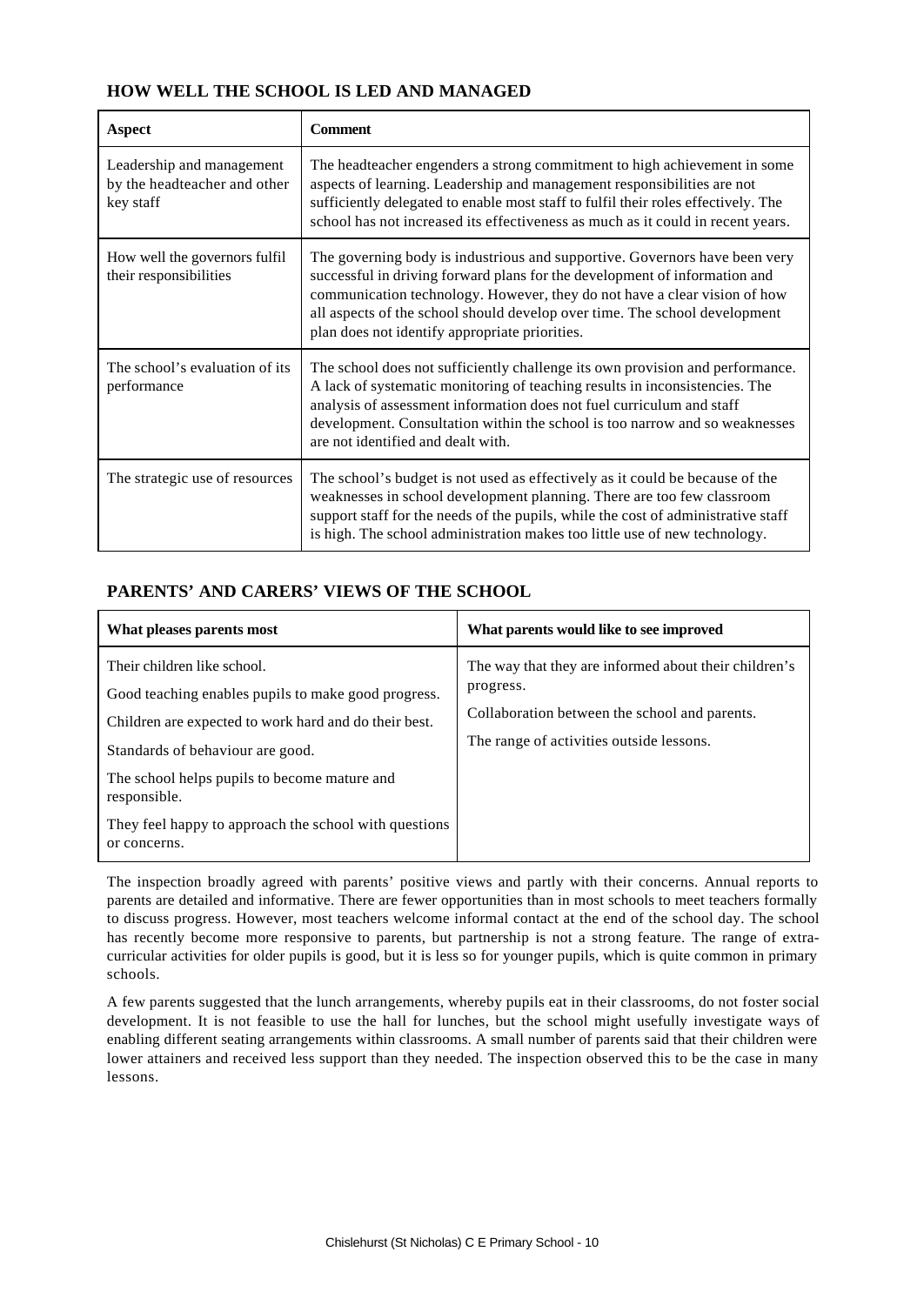## HOW WELL THE SCHOOL IS LED AND MANAGED

| Aspect | Comment |
|---|---|
| Leadership and management by the headteacher and other key staff | The headteacher engenders a strong commitment to high achievement in some aspects of learning. Leadership and management responsibilities are not sufficiently delegated to enable most staff to fulfil their roles effectively. The school has not increased its effectiveness as much as it could in recent years. |
| How well the governors fulfil their responsibilities | The governing body is industrious and supportive. Governors have been very successful in driving forward plans for the development of information and communication technology. However, they do not have a clear vision of how all aspects of the school should develop over time. The school development plan does not identify appropriate priorities. |
| The school's evaluation of its performance | The school does not sufficiently challenge its own provision and performance. A lack of systematic monitoring of teaching results in inconsistencies. The analysis of assessment information does not fuel curriculum and staff development. Consultation within the school is too narrow and so weaknesses are not identified and dealt with. |
| The strategic use of resources | The school's budget is not used as effectively as it could be because of the weaknesses in school development planning. There are too few classroom support staff for the needs of the pupils, while the cost of administrative staff is high. The school administration makes too little use of new technology. |

## PARENTS' AND CARERS' VIEWS OF THE SCHOOL

| What pleases parents most | What parents would like to see improved |
|---|---|
| Their children like school.<br>Good teaching enables pupils to make good progress.<br>Children are expected to work hard and do their best.<br>Standards of behaviour are good.<br>The school helps pupils to become mature and responsible.<br>They feel happy to approach the school with questions or concerns. | The way that they are informed about their children's progress.<br>Collaboration between the school and parents.<br>The range of activities outside lessons. |

The inspection broadly agreed with parents' positive views and partly with their concerns. Annual reports to parents are detailed and informative. There are fewer opportunities than in most schools to meet teachers formally to discuss progress. However, most teachers welcome informal contact at the end of the school day. The school has recently become more responsive to parents, but partnership is not a strong feature. The range of extra-curricular activities for older pupils is good, but it is less so for younger pupils, which is quite common in primary schools.

A few parents suggested that the lunch arrangements, whereby pupils eat in their classrooms, do not foster social development. It is not feasible to use the hall for lunches, but the school might usefully investigate ways of enabling different seating arrangements within classrooms. A small number of parents said that their children were lower attainers and received less support than they needed. The inspection observed this to be the case in many lessons.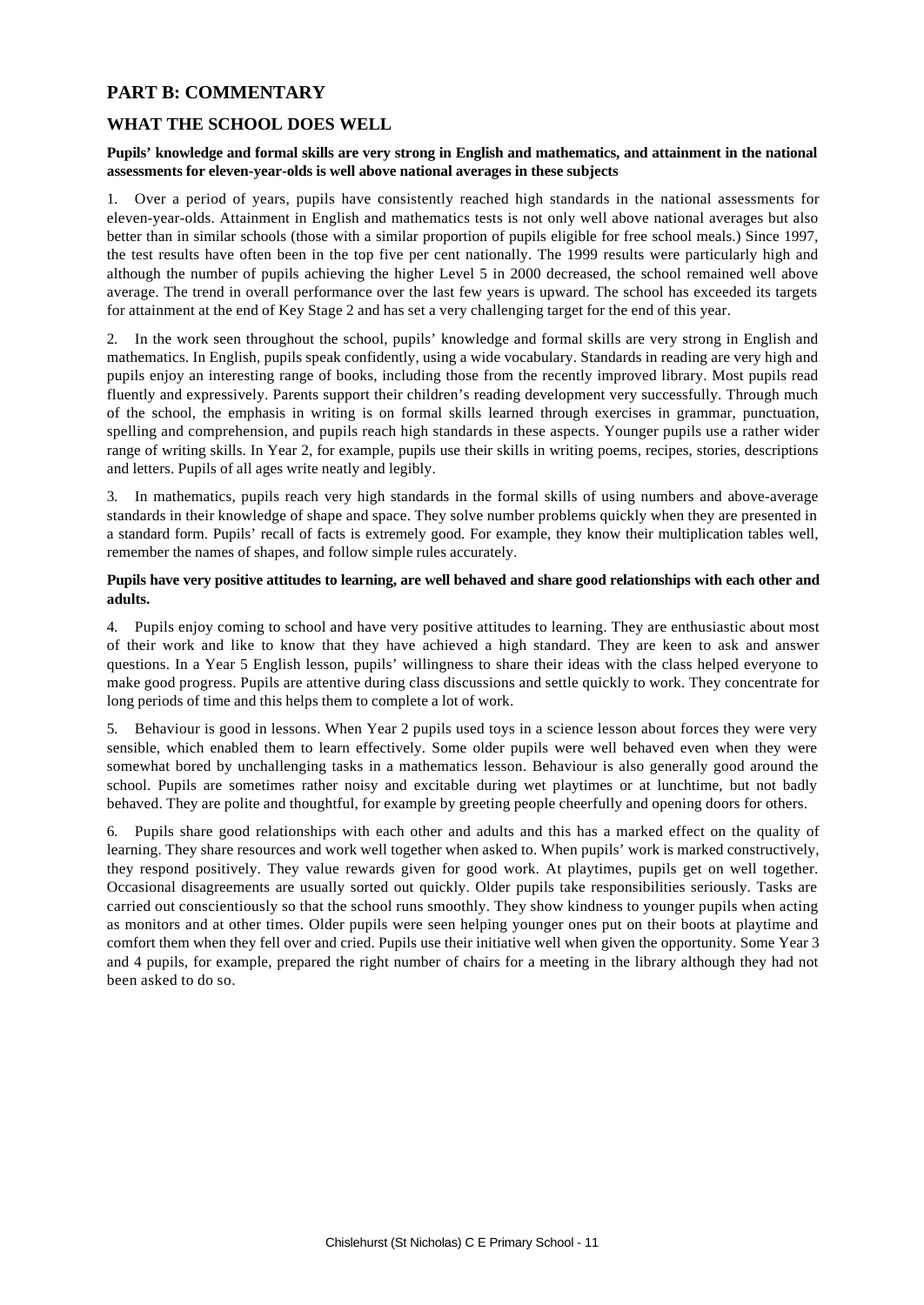## PART B: COMMENTARY

## WHAT THE SCHOOL DOES WELL

**Pupils' knowledge and formal skills are very strong in English and mathematics, and attainment in the national assessments for eleven-year-olds is well above national averages in these subjects**

1. Over a period of years, pupils have consistently reached high standards in the national assessments for eleven-year-olds. Attainment in English and mathematics tests is not only well above national averages but also better than in similar schools (those with a similar proportion of pupils eligible for free school meals.) Since 1997, the test results have often been in the top five per cent nationally. The 1999 results were particularly high and although the number of pupils achieving the higher Level 5 in 2000 decreased, the school remained well above average. The trend in overall performance over the last few years is upward. The school has exceeded its targets for attainment at the end of Key Stage 2 and has set a very challenging target for the end of this year.

2. In the work seen throughout the school, pupils' knowledge and formal skills are very strong in English and mathematics. In English, pupils speak confidently, using a wide vocabulary. Standards in reading are very high and pupils enjoy an interesting range of books, including those from the recently improved library. Most pupils read fluently and expressively. Parents support their children's reading development very successfully. Through much of the school, the emphasis in writing is on formal skills learned through exercises in grammar, punctuation, spelling and comprehension, and pupils reach high standards in these aspects. Younger pupils use a rather wider range of writing skills. In Year 2, for example, pupils use their skills in writing poems, recipes, stories, descriptions and letters. Pupils of all ages write neatly and legibly.

3. In mathematics, pupils reach very high standards in the formal skills of using numbers and above-average standards in their knowledge of shape and space. They solve number problems quickly when they are presented in a standard form. Pupils' recall of facts is extremely good. For example, they know their multiplication tables well, remember the names of shapes, and follow simple rules accurately.

**Pupils have very positive attitudes to learning, are well behaved and share good relationships with each other and adults.**

4. Pupils enjoy coming to school and have very positive attitudes to learning. They are enthusiastic about most of their work and like to know that they have achieved a high standard. They are keen to ask and answer questions. In a Year 5 English lesson, pupils' willingness to share their ideas with the class helped everyone to make good progress. Pupils are attentive during class discussions and settle quickly to work. They concentrate for long periods of time and this helps them to complete a lot of work.

5. Behaviour is good in lessons. When Year 2 pupils used toys in a science lesson about forces they were very sensible, which enabled them to learn effectively. Some older pupils were well behaved even when they were somewhat bored by unchallenging tasks in a mathematics lesson. Behaviour is also generally good around the school. Pupils are sometimes rather noisy and excitable during wet playtimes or at lunchtime, but not badly behaved. They are polite and thoughtful, for example by greeting people cheerfully and opening doors for others.

6. Pupils share good relationships with each other and adults and this has a marked effect on the quality of learning. They share resources and work well together when asked to. When pupils' work is marked constructively, they respond positively. They value rewards given for good work. At playtimes, pupils get on well together. Occasional disagreements are usually sorted out quickly. Older pupils take responsibilities seriously. Tasks are carried out conscientiously so that the school runs smoothly. They show kindness to younger pupils when acting as monitors and at other times. Older pupils were seen helping younger ones put on their boots at playtime and comfort them when they fell over and cried. Pupils use their initiative well when given the opportunity. Some Year 3 and 4 pupils, for example, prepared the right number of chairs for a meeting in the library although they had not been asked to do so.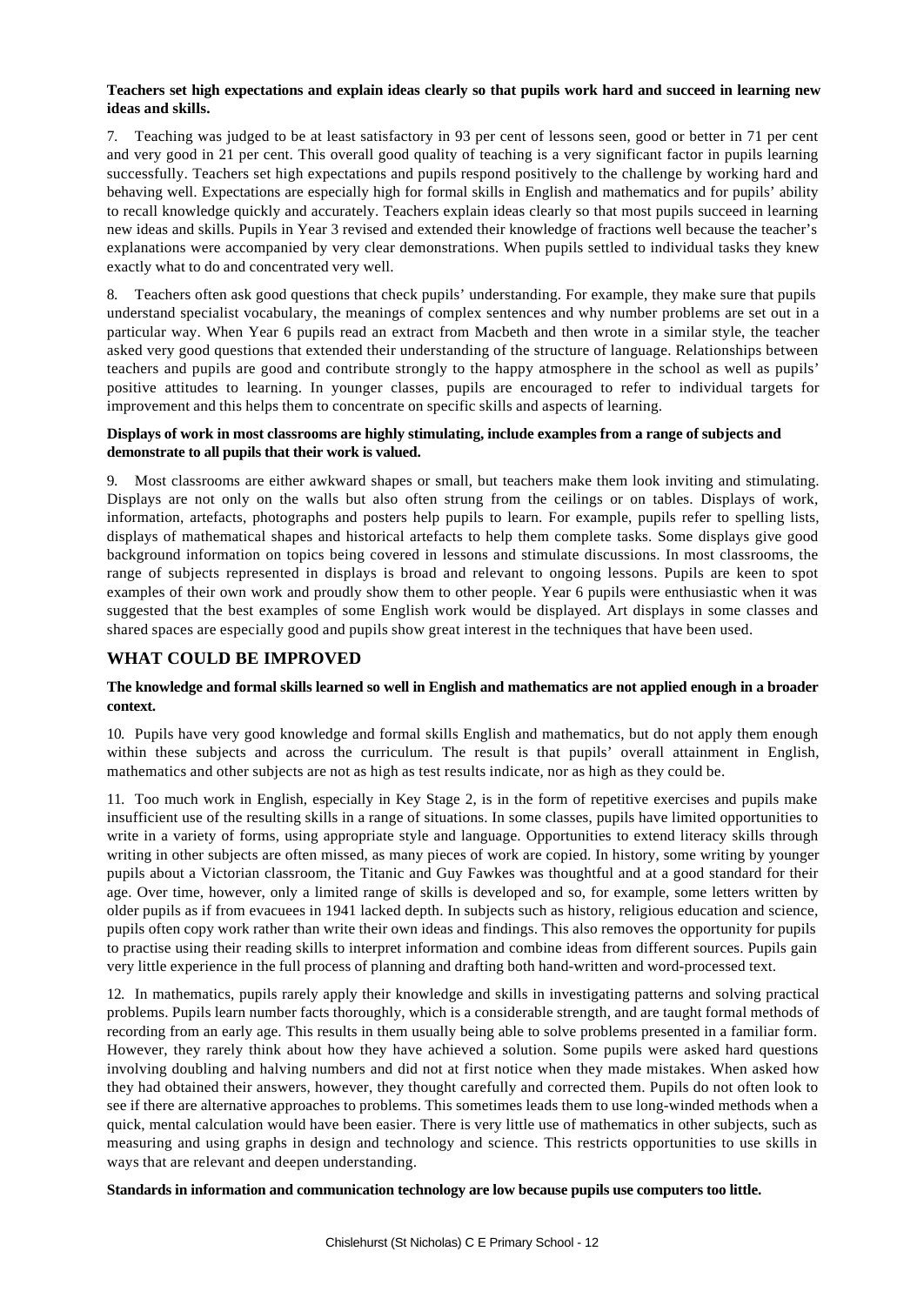**Teachers set high expectations and explain ideas clearly so that pupils work hard and succeed in learning new ideas and skills.**

7. Teaching was judged to be at least satisfactory in 93 per cent of lessons seen, good or better in 71 per cent and very good in 21 per cent. This overall good quality of teaching is a very significant factor in pupils learning successfully. Teachers set high expectations and pupils respond positively to the challenge by working hard and behaving well. Expectations are especially high for formal skills in English and mathematics and for pupils' ability to recall knowledge quickly and accurately. Teachers explain ideas clearly so that most pupils succeed in learning new ideas and skills. Pupils in Year 3 revised and extended their knowledge of fractions well because the teacher's explanations were accompanied by very clear demonstrations. When pupils settled to individual tasks they knew exactly what to do and concentrated very well.

8. Teachers often ask good questions that check pupils' understanding. For example, they make sure that pupils understand specialist vocabulary, the meanings of complex sentences and why number problems are set out in a particular way. When Year 6 pupils read an extract from Macbeth and then wrote in a similar style, the teacher asked very good questions that extended their understanding of the structure of language. Relationships between teachers and pupils are good and contribute strongly to the happy atmosphere in the school as well as pupils' positive attitudes to learning. In younger classes, pupils are encouraged to refer to individual targets for improvement and this helps them to concentrate on specific skills and aspects of learning.

**Displays of work in most classrooms are highly stimulating, include examples from a range of subjects and demonstrate to all pupils that their work is valued.**

9. Most classrooms are either awkward shapes or small, but teachers make them look inviting and stimulating. Displays are not only on the walls but also often strung from the ceilings or on tables. Displays of work, information, artefacts, photographs and posters help pupils to learn. For example, pupils refer to spelling lists, displays of mathematical shapes and historical artefacts to help them complete tasks. Some displays give good background information on topics being covered in lessons and stimulate discussions. In most classrooms, the range of subjects represented in displays is broad and relevant to ongoing lessons. Pupils are keen to spot examples of their own work and proudly show them to other people. Year 6 pupils were enthusiastic when it was suggested that the best examples of some English work would be displayed. Art displays in some classes and shared spaces are especially good and pupils show great interest in the techniques that have been used.

## WHAT COULD BE IMPROVED

**The knowledge and formal skills learned so well in English and mathematics are not applied enough in a broader context.**

10. Pupils have very good knowledge and formal skills English and mathematics, but do not apply them enough within these subjects and across the curriculum. The result is that pupils' overall attainment in English, mathematics and other subjects are not as high as test results indicate, nor as high as they could be.

11. Too much work in English, especially in Key Stage 2, is in the form of repetitive exercises and pupils make insufficient use of the resulting skills in a range of situations. In some classes, pupils have limited opportunities to write in a variety of forms, using appropriate style and language. Opportunities to extend literacy skills through writing in other subjects are often missed, as many pieces of work are copied. In history, some writing by younger pupils about a Victorian classroom, the Titanic and Guy Fawkes was thoughtful and at a good standard for their age. Over time, however, only a limited range of skills is developed and so, for example, some letters written by older pupils as if from evacuees in 1941 lacked depth. In subjects such as history, religious education and science, pupils often copy work rather than write their own ideas and findings. This also removes the opportunity for pupils to practise using their reading skills to interpret information and combine ideas from different sources. Pupils gain very little experience in the full process of planning and drafting both hand-written and word-processed text.

12. In mathematics, pupils rarely apply their knowledge and skills in investigating patterns and solving practical problems. Pupils learn number facts thoroughly, which is a considerable strength, and are taught formal methods of recording from an early age. This results in them usually being able to solve problems presented in a familiar form. However, they rarely think about how they have achieved a solution. Some pupils were asked hard questions involving doubling and halving numbers and did not at first notice when they made mistakes. When asked how they had obtained their answers, however, they thought carefully and corrected them. Pupils do not often look to see if there are alternative approaches to problems. This sometimes leads them to use long-winded methods when a quick, mental calculation would have been easier. There is very little use of mathematics in other subjects, such as measuring and using graphs in design and technology and science. This restricts opportunities to use skills in ways that are relevant and deepen understanding.

**Standards in information and communication technology are low because pupils use computers too little.**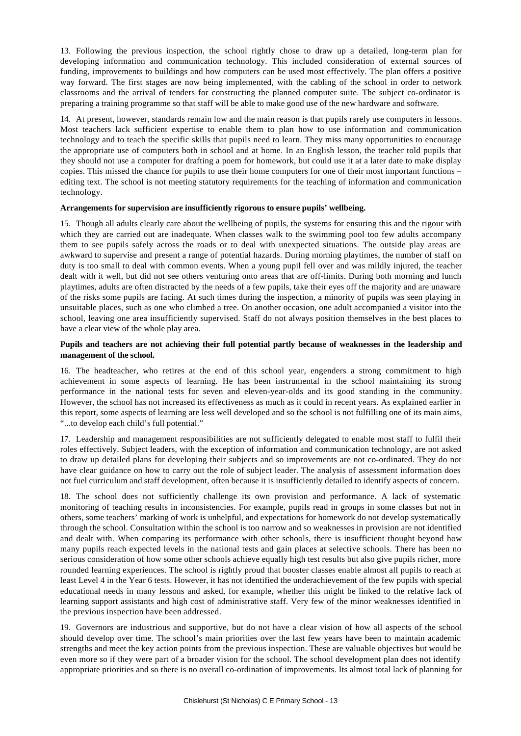13. Following the previous inspection, the school rightly chose to draw up a detailed, long-term plan for developing information and communication technology. This included consideration of external sources of funding, improvements to buildings and how computers can be used most effectively. The plan offers a positive way forward. The first stages are now being implemented, with the cabling of the school in order to network classrooms and the arrival of tenders for constructing the planned computer suite. The subject co-ordinator is preparing a training programme so that staff will be able to make good use of the new hardware and software.

14. At present, however, standards remain low and the main reason is that pupils rarely use computers in lessons. Most teachers lack sufficient expertise to enable them to plan how to use information and communication technology and to teach the specific skills that pupils need to learn. They miss many opportunities to encourage the appropriate use of computers both in school and at home. In an English lesson, the teacher told pupils that they should not use a computer for drafting a poem for homework, but could use it at a later date to make display copies. This missed the chance for pupils to use their home computers for one of their most important functions – editing text. The school is not meeting statutory requirements for the teaching of information and communication technology.

**Arrangements for supervision are insufficiently rigorous to ensure pupils' wellbeing.**

15. Though all adults clearly care about the wellbeing of pupils, the systems for ensuring this and the rigour with which they are carried out are inadequate. When classes walk to the swimming pool too few adults accompany them to see pupils safely across the roads or to deal with unexpected situations. The outside play areas are awkward to supervise and present a range of potential hazards. During morning playtimes, the number of staff on duty is too small to deal with common events. When a young pupil fell over and was mildly injured, the teacher dealt with it well, but did not see others venturing onto areas that are off-limits. During both morning and lunch playtimes, adults are often distracted by the needs of a few pupils, take their eyes off the majority and are unaware of the risks some pupils are facing. At such times during the inspection, a minority of pupils was seen playing in unsuitable places, such as one who climbed a tree. On another occasion, one adult accompanied a visitor into the school, leaving one area insufficiently supervised. Staff do not always position themselves in the best places to have a clear view of the whole play area.

**Pupils and teachers are not achieving their full potential partly because of weaknesses in the leadership and management of the school.**

16. The headteacher, who retires at the end of this school year, engenders a strong commitment to high achievement in some aspects of learning. He has been instrumental in the school maintaining its strong performance in the national tests for seven and eleven-year-olds and its good standing in the community. However, the school has not increased its effectiveness as much as it could in recent years. As explained earlier in this report, some aspects of learning are less well developed and so the school is not fulfilling one of its main aims, "...to develop each child's full potential."

17. Leadership and management responsibilities are not sufficiently delegated to enable most staff to fulfil their roles effectively. Subject leaders, with the exception of information and communication technology, are not asked to draw up detailed plans for developing their subjects and so improvements are not co-ordinated. They do not have clear guidance on how to carry out the role of subject leader. The analysis of assessment information does not fuel curriculum and staff development, often because it is insufficiently detailed to identify aspects of concern.

18. The school does not sufficiently challenge its own provision and performance. A lack of systematic monitoring of teaching results in inconsistencies. For example, pupils read in groups in some classes but not in others, some teachers' marking of work is unhelpful, and expectations for homework do not develop systematically through the school. Consultation within the school is too narrow and so weaknesses in provision are not identified and dealt with. When comparing its performance with other schools, there is insufficient thought beyond how many pupils reach expected levels in the national tests and gain places at selective schools. There has been no serious consideration of how some other schools achieve equally high test results but also give pupils richer, more rounded learning experiences. The school is rightly proud that booster classes enable almost all pupils to reach at least Level 4 in the Year 6 tests. However, it has not identified the underachievement of the few pupils with special educational needs in many lessons and asked, for example, whether this might be linked to the relative lack of learning support assistants and high cost of administrative staff. Very few of the minor weaknesses identified in the previous inspection have been addressed.

19. Governors are industrious and supportive, but do not have a clear vision of how all aspects of the school should develop over time. The school's main priorities over the last few years have been to maintain academic strengths and meet the key action points from the previous inspection. These are valuable objectives but would be even more so if they were part of a broader vision for the school. The school development plan does not identify appropriate priorities and so there is no overall co-ordination of improvements. Its almost total lack of planning for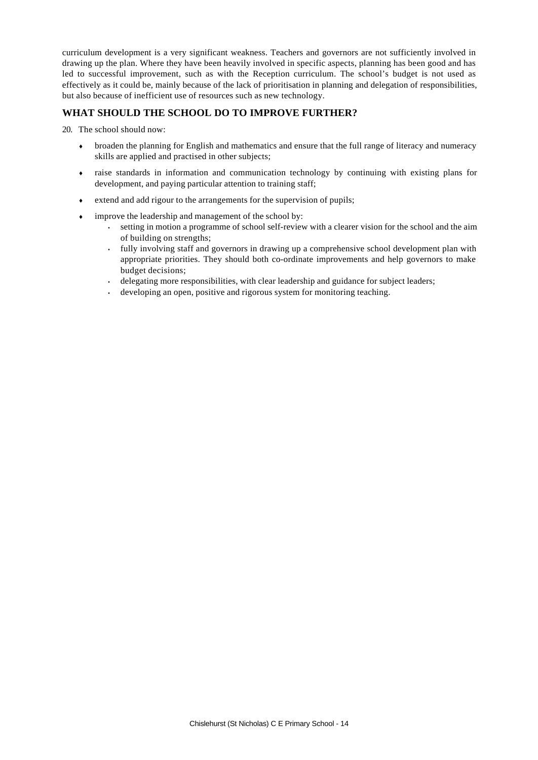curriculum development is a very significant weakness. Teachers and governors are not sufficiently involved in drawing up the plan. Where they have been heavily involved in specific aspects, planning has been good and has led to successful improvement, such as with the Reception curriculum. The school's budget is not used as effectively as it could be, mainly because of the lack of prioritisation in planning and delegation of responsibilities, but also because of inefficient use of resources such as new technology.

## WHAT SHOULD THE SCHOOL DO TO IMPROVE FURTHER?

20. The school should now:

- broaden the planning for English and mathematics and ensure that the full range of literacy and numeracy skills are applied and practised in other subjects;
- raise standards in information and communication technology by continuing with existing plans for development, and paying particular attention to training staff;
- extend and add rigour to the arrangements for the supervision of pupils;
- improve the leadership and management of the school by:
  - setting in motion a programme of school self-review with a clearer vision for the school and the aim of building on strengths;
  - fully involving staff and governors in drawing up a comprehensive school development plan with appropriate priorities. They should both co-ordinate improvements and help governors to make budget decisions;
  - delegating more responsibilities, with clear leadership and guidance for subject leaders;
  - developing an open, positive and rigorous system for monitoring teaching.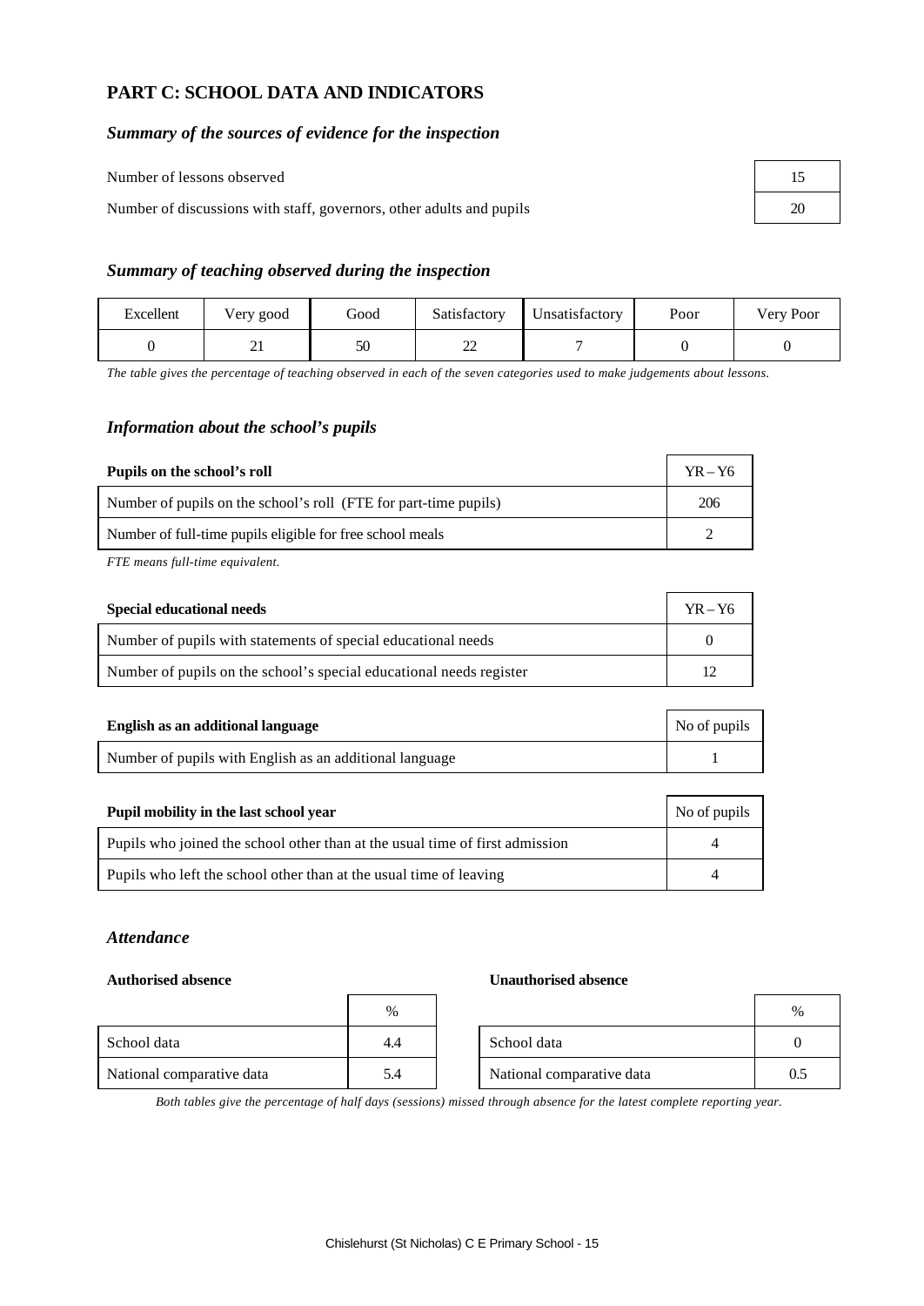## PART C: SCHOOL DATA AND INDICATORS

### *Summary of the sources of evidence for the inspection*

| | |
|---|---|
| Number of lessons observed | 15 |
| Number of discussions with staff, governors, other adults and pupils | 20 |

### *Summary of teaching observed during the inspection*

| Excellent | Very good | Good | Satisfactory | Unsatisfactory | Poor | Very Poor |
|---|---|---|---|---|---|---|
| 0 | 21 | 50 | 22 | 7 | 0 | 0 |

*The table gives the percentage of teaching observed in each of the seven categories used to make judgements about lessons.*

### *Information about the school's pupils*

| **Pupils on the school's roll** | YR – Y6 |
|---|---|
| Number of pupils on the school's roll (FTE for part-time pupils) | 206 |
| Number of full-time pupils eligible for free school meals | 2 |

*FTE means full-time equivalent.*

| **Special educational needs** | YR – Y6 |
|---|---|
| Number of pupils with statements of special educational needs | 0 |
| Number of pupils on the school's special educational needs register | 12 |

| **English as an additional language** | No of pupils |
|---|---|
| Number of pupils with English as an additional language | 1 |

| **Pupil mobility in the last school year** | No of pupils |
|---|---|
| Pupils who joined the school other than at the usual time of first admission | 4 |
| Pupils who left the school other than at the usual time of leaving | 4 |

### *Attendance*

**Authorised absence**

| | % |
|---|---|
| School data | 4.4 |
| National comparative data | 5.4 |

**Unauthorised absence**

| | % |
|---|---|
| School data | 0 |
| National comparative data | 0.5 |

*Both tables give the percentage of half days (sessions) missed through absence for the latest complete reporting year.*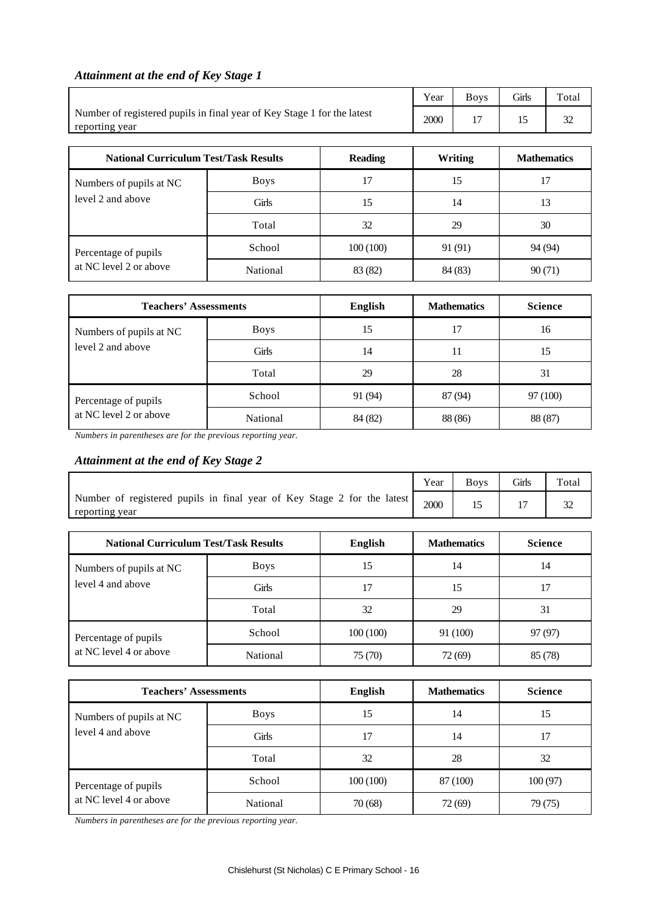### *Attainment at the end of Key Stage 1*

| | Year | Boys | Girls | Total |
|---|---|---|---|---|
| Number of registered pupils in final year of Key Stage 1 for the latest reporting year | 2000 | 17 | 15 | 32 |

| National Curriculum Test/Task Results | | Reading | Writing | Mathematics |
|---|---|---|---|---|
| Numbers of pupils at NC level 2 and above | Boys | 17 | 15 | 17 |
| | Girls | 15 | 14 | 13 |
| | Total | 32 | 29 | 30 |
| Percentage of pupils at NC level 2 or above | School | 100 (100) | 91 (91) | 94 (94) |
| | National | 83 (82) | 84 (83) | 90 (71) |

| Teachers' Assessments | | English | Mathematics | Science |
|---|---|---|---|---|
| Numbers of pupils at NC level 2 and above | Boys | 15 | 17 | 16 |
| | Girls | 14 | 11 | 15 |
| | Total | 29 | 28 | 31 |
| Percentage of pupils at NC level 2 or above | School | 91 (94) | 87 (94) | 97 (100) |
| | National | 84 (82) | 88 (86) | 88 (87) |

*Numbers in parentheses are for the previous reporting year.*

### *Attainment at the end of Key Stage 2*

| | Year | Boys | Girls | Total |
|---|---|---|---|---|
| Number of registered pupils in final year of Key Stage 2 for the latest reporting year | 2000 | 15 | 17 | 32 |

| National Curriculum Test/Task Results | | English | Mathematics | Science |
|---|---|---|---|---|
| Numbers of pupils at NC level 4 and above | Boys | 15 | 14 | 14 |
| | Girls | 17 | 15 | 17 |
| | Total | 32 | 29 | 31 |
| Percentage of pupils at NC level 4 or above | School | 100 (100) | 91 (100) | 97 (97) |
| | National | 75 (70) | 72 (69) | 85 (78) |

| Teachers' Assessments | | English | Mathematics | Science |
|---|---|---|---|---|
| Numbers of pupils at NC level 4 and above | Boys | 15 | 14 | 15 |
| | Girls | 17 | 14 | 17 |
| | Total | 32 | 28 | 32 |
| Percentage of pupils at NC level 4 or above | School | 100 (100) | 87 (100) | 100 (97) |
| | National | 70 (68) | 72 (69) | 79 (75) |

*Numbers in parentheses are for the previous reporting year.*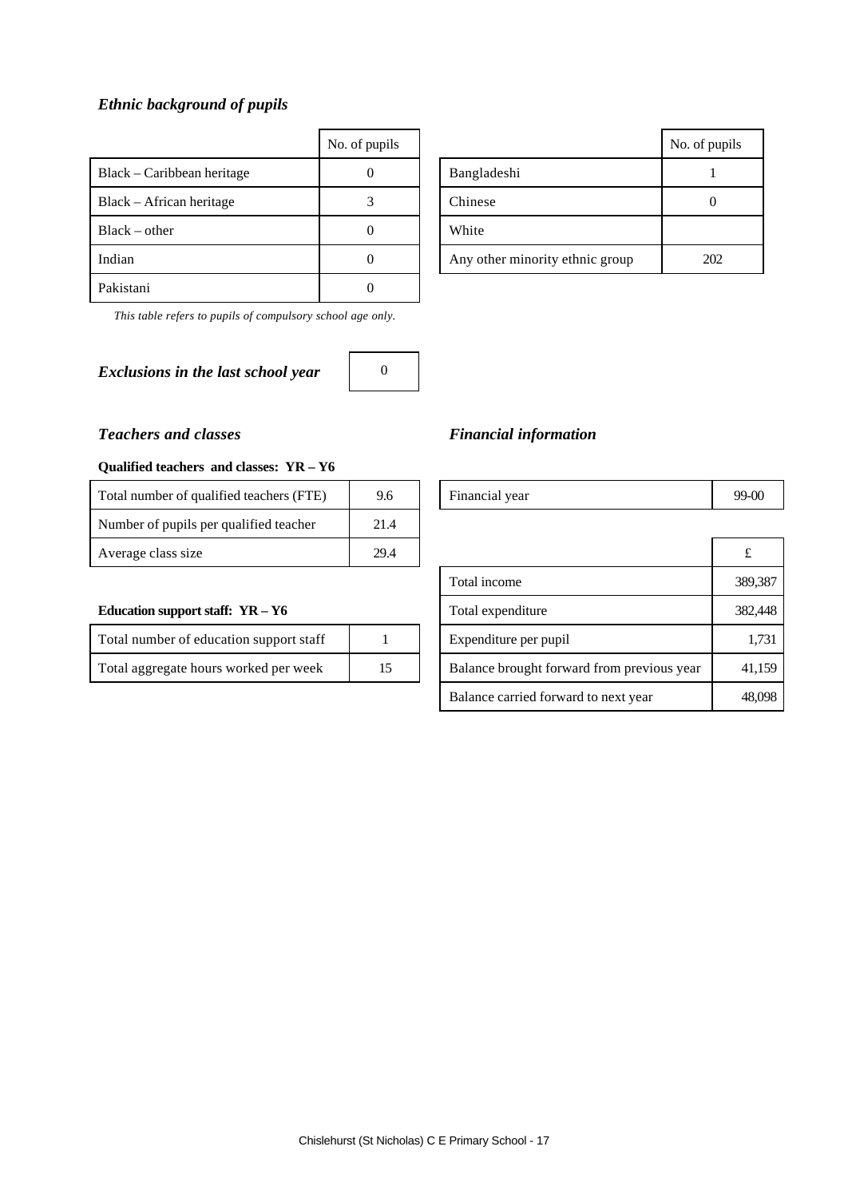### *Ethnic background of pupils*

| | No. of pupils |
|---|---|
| Black – Caribbean heritage | 0 |
| Black – African heritage | 3 |
| Black – other | 0 |
| Indian | 0 |
| Pakistani | 0 |

| | No. of pupils |
|---|---|
| Bangladeshi | 1 |
| Chinese | 0 |
| White | |
| Any other minority ethnic group | 202 |

*This table refers to pupils of compulsory school age only.*

| *Exclusions in the last school year* | 0 |
|---|---|

### *Teachers and classes*

**Qualified teachers and classes: YR – Y6**

| | |
|---|---|
| Total number of qualified teachers (FTE) | 9.6 |
| Number of pupils per qualified teacher | 21.4 |
| Average class size | 29.4 |

**Education support staff: YR – Y6**

| | |
|---|---|
| Total number of education support staff | 1 |
| Total aggregate hours worked per week | 15 |

### *Financial information*

| | |
|---|---|
| Financial year | 99-00 |

| | £ |
|---|---|
| Total income | 389,387 |
| Total expenditure | 382,448 |
| Expenditure per pupil | 1,731 |
| Balance brought forward from previous year | 41,159 |
| Balance carried forward to next year | 48,098 |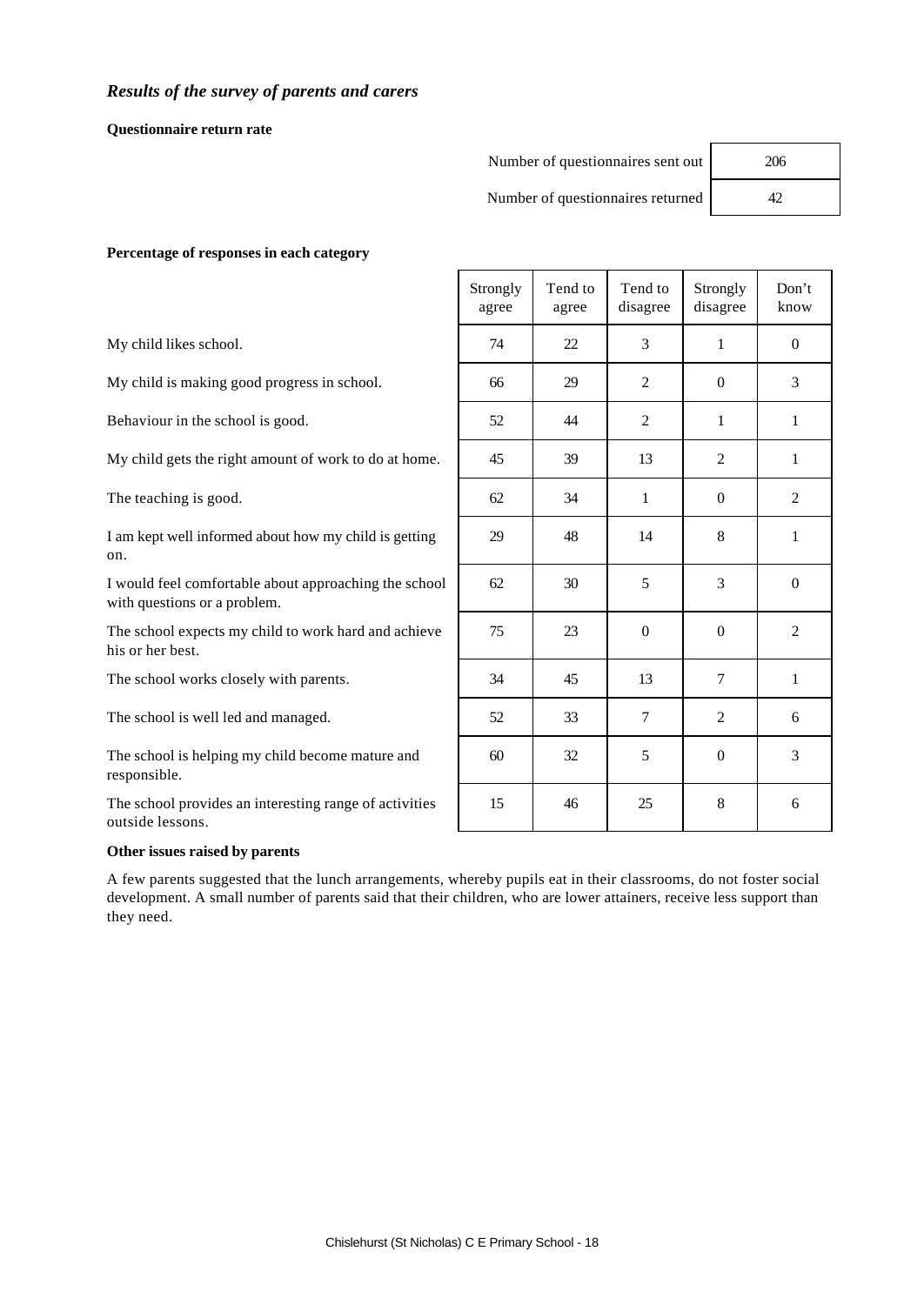## *Results of the survey of parents and carers*

**Questionnaire return rate**

| | |
|---|---|
| Number of questionnaires sent out | 206 |
| Number of questionnaires returned | 42 |

**Percentage of responses in each category**

| | Strongly agree | Tend to agree | Tend to disagree | Strongly disagree | Don't know |
|---|---|---|---|---|---|
| My child likes school. | 74 | 22 | 3 | 1 | 0 |
| My child is making good progress in school. | 66 | 29 | 2 | 0 | 3 |
| Behaviour in the school is good. | 52 | 44 | 2 | 1 | 1 |
| My child gets the right amount of work to do at home. | 45 | 39 | 13 | 2 | 1 |
| The teaching is good. | 62 | 34 | 1 | 0 | 2 |
| I am kept well informed about how my child is getting on. | 29 | 48 | 14 | 8 | 1 |
| I would feel comfortable about approaching the school with questions or a problem. | 62 | 30 | 5 | 3 | 0 |
| The school expects my child to work hard and achieve his or her best. | 75 | 23 | 0 | 0 | 2 |
| The school works closely with parents. | 34 | 45 | 13 | 7 | 1 |
| The school is well led and managed. | 52 | 33 | 7 | 2 | 6 |
| The school is helping my child become mature and responsible. | 60 | 32 | 5 | 0 | 3 |
| The school provides an interesting range of activities outside lessons. | 15 | 46 | 25 | 8 | 6 |

**Other issues raised by parents**

A few parents suggested that the lunch arrangements, whereby pupils eat in their classrooms, do not foster social development. A small number of parents said that their children, who are lower attainers, receive less support than they need.